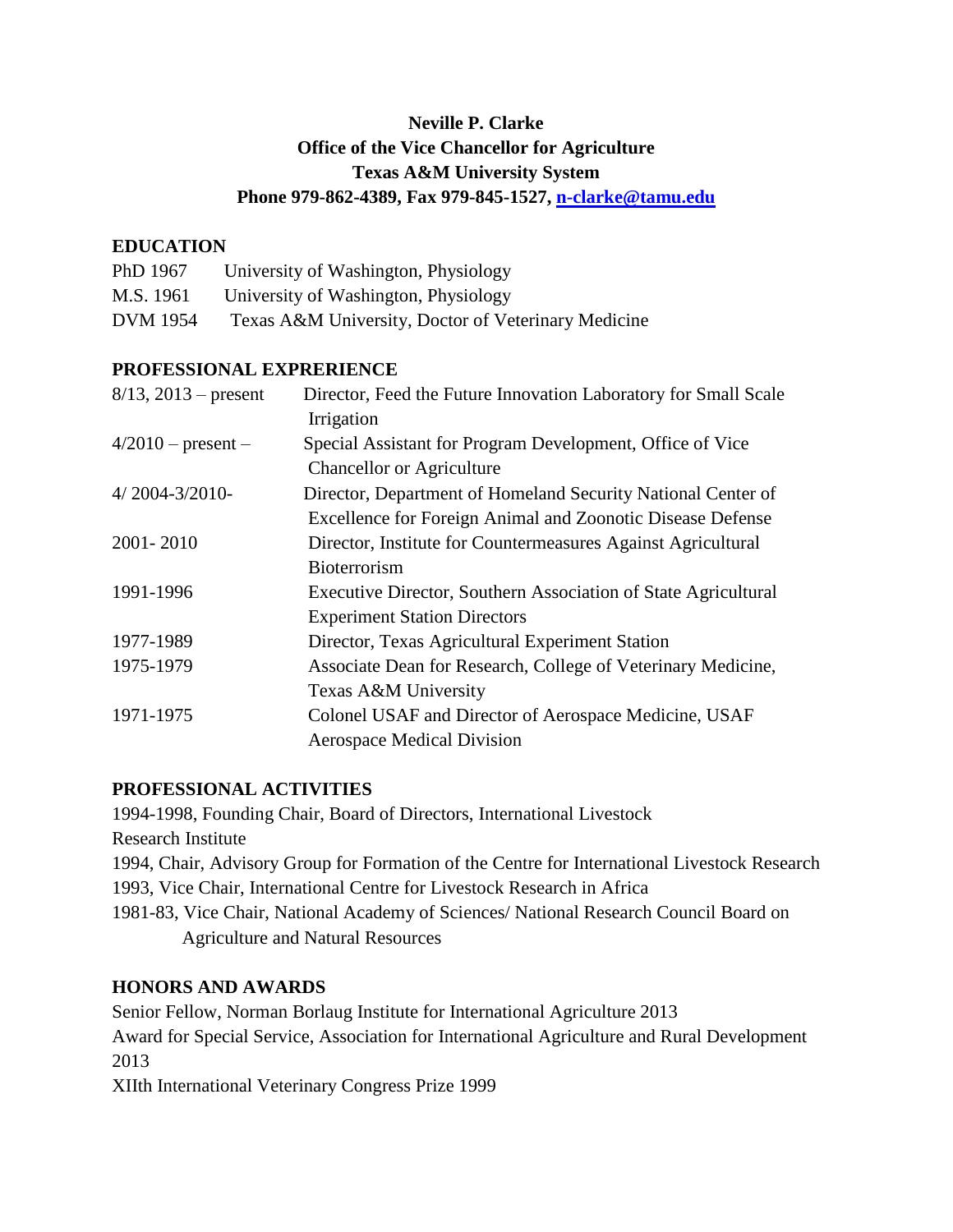**Neville P. Clarke**
**Office of the Vice Chancellor for Agriculture**
**Texas A&M University System**
**Phone 979-862-4389, Fax 979-845-1527, [n-clarke@tamu.edu](mailto:n-clarke@tamu.edu)**

## EDUCATION

| | |
|---|---|
| PhD 1967 | University of Washington, Physiology |
| M.S. 1961 | University of Washington, Physiology |
| DVM 1954 | Texas A&M University, Doctor of Veterinary Medicine |

## PROFESSIONAL EXPRERIENCE

| | |
|---|---|
| 8/13, 2013 – present | Director, Feed the Future Innovation Laboratory for Small Scale Irrigation |
| 4/2010 – present – | Special Assistant for Program Development, Office of Vice Chancellor or Agriculture |
| 4/ 2004-3/2010- | Director, Department of Homeland Security National Center of Excellence for Foreign Animal and Zoonotic Disease Defense |
| 2001- 2010 | Director, Institute for Countermeasures Against Agricultural Bioterrorism |
| 1991-1996 | Executive Director, Southern Association of State Agricultural Experiment Station Directors |
| 1977-1989 | Director, Texas Agricultural Experiment Station |
| 1975-1979 | Associate Dean for Research, College of Veterinary Medicine, Texas A&M University |
| 1971-1975 | Colonel USAF and Director of Aerospace Medicine, USAF Aerospace Medical Division |

## PROFESSIONAL ACTIVITIES

1994-1998, Founding Chair, Board of Directors, International Livestock Research Institute
1994, Chair, Advisory Group for Formation of the Centre for International Livestock Research
1993, Vice Chair, International Centre for Livestock Research in Africa
1981-83, Vice Chair, National Academy of Sciences/ National Research Council Board on Agriculture and Natural Resources

## HONORS AND AWARDS

Senior Fellow, Norman Borlaug Institute for International Agriculture 2013
Award for Special Service, Association for International Agriculture and Rural Development 2013
XIIth International Veterinary Congress Prize 1999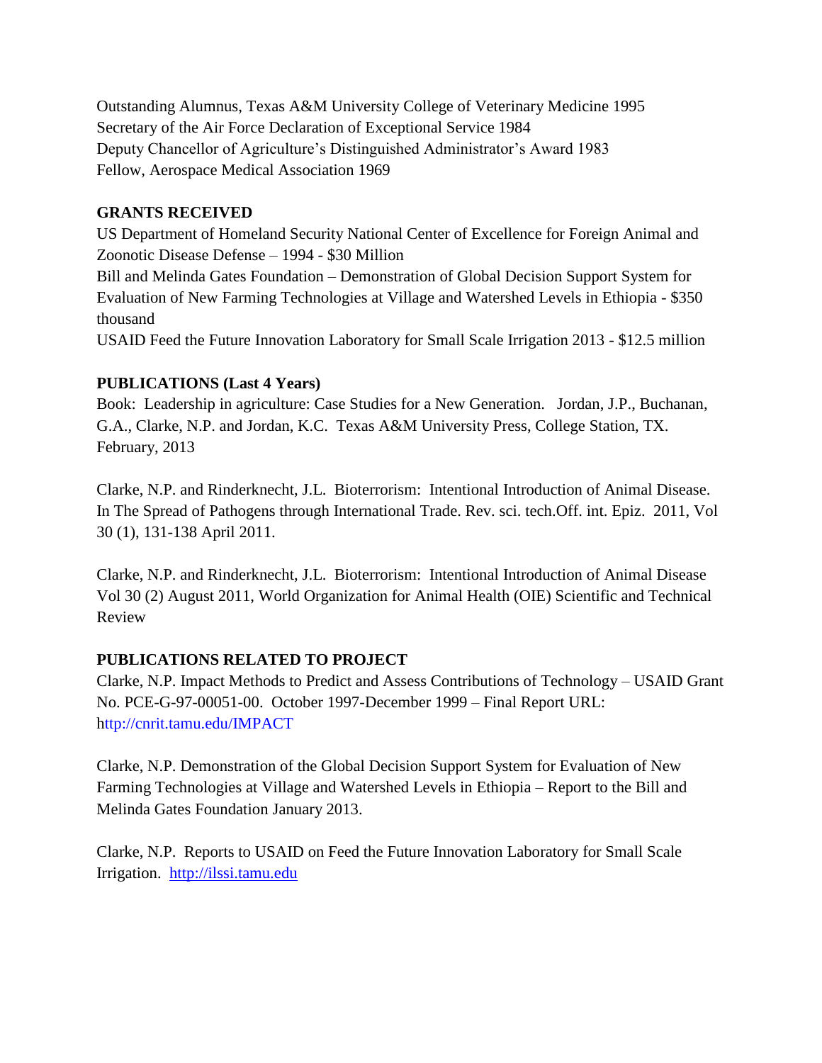Outstanding Alumnus, Texas A&M University College of Veterinary Medicine 1995
Secretary of the Air Force Declaration of Exceptional Service 1984
Deputy Chancellor of Agriculture's Distinguished Administrator's Award 1983
Fellow, Aerospace Medical Association 1969

**GRANTS RECEIVED**

US Department of Homeland Security National Center of Excellence for Foreign Animal and Zoonotic Disease Defense – 1994 - $30 Million
Bill and Melinda Gates Foundation – Demonstration of Global Decision Support System for Evaluation of New Farming Technologies at Village and Watershed Levels in Ethiopia - $350 thousand
USAID Feed the Future Innovation Laboratory for Small Scale Irrigation 2013 - $12.5 million

**PUBLICATIONS (Last 4 Years)**

Book: Leadership in agriculture: Case Studies for a New Generation. Jordan, J.P., Buchanan, G.A., Clarke, N.P. and Jordan, K.C. Texas A&M University Press, College Station, TX. February, 2013

Clarke, N.P. and Rinderknecht, J.L. Bioterrorism: Intentional Introduction of Animal Disease. In The Spread of Pathogens through International Trade. Rev. sci. tech.Off. int. Epiz. 2011, Vol 30 (1), 131-138 April 2011.

Clarke, N.P. and Rinderknecht, J.L. Bioterrorism: Intentional Introduction of Animal Disease Vol 30 (2) August 2011, World Organization for Animal Health (OIE) Scientific and Technical Review

**PUBLICATIONS RELATED TO PROJECT**

Clarke, N.P. Impact Methods to Predict and Assess Contributions of Technology – USAID Grant No. PCE-G-97-00051-00. October 1997-December 1999 – Final Report URL: http://cnrit.tamu.edu/IMPACT

Clarke, N.P. Demonstration of the Global Decision Support System for Evaluation of New Farming Technologies at Village and Watershed Levels in Ethiopia – Report to the Bill and Melinda Gates Foundation January 2013.

Clarke, N.P. Reports to USAID on Feed the Future Innovation Laboratory for Small Scale Irrigation. http://ilssi.tamu.edu